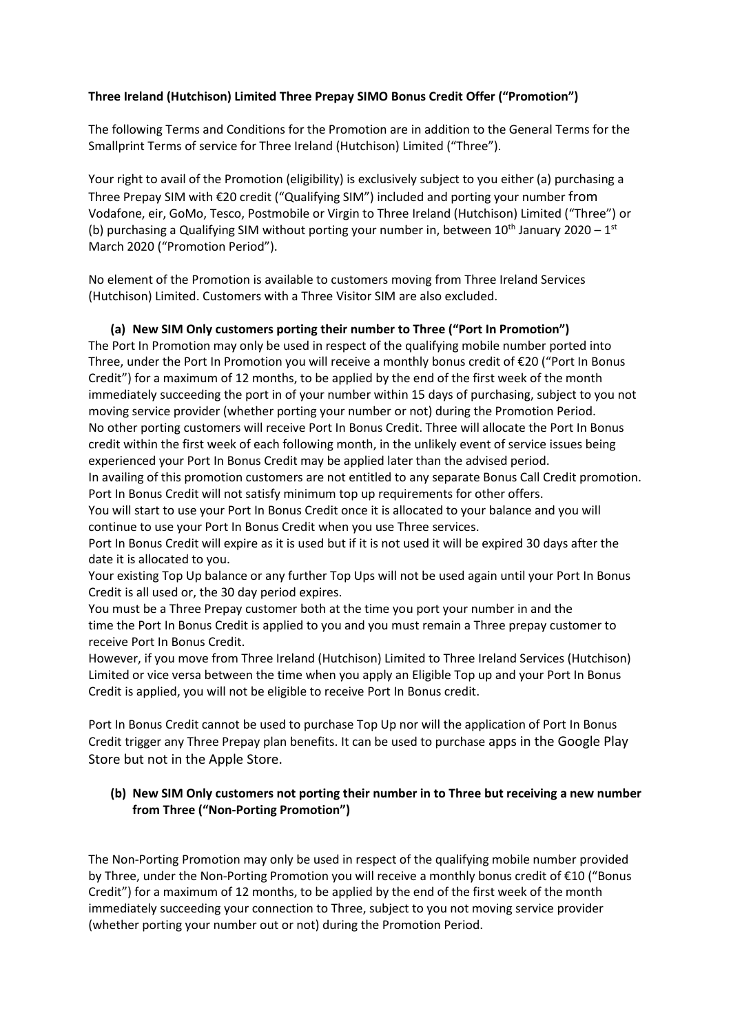**Three Ireland (Hutchison) Limited Three Prepay SIMO Bonus Credit Offer ("Promotion")**

The following Terms and Conditions for the Promotion are in addition to the General Terms for the Smallprint Terms of service for Three Ireland (Hutchison) Limited ("Three").

Your right to avail of the Promotion (eligibility) is exclusively subject to you either (a) purchasing a Three Prepay SIM with €20 credit ("Qualifying SIM") included and porting your number from Vodafone, eir, GoMo, Tesco, Postmobile or Virgin to Three Ireland (Hutchison) Limited ("Three") or (b) purchasing a Qualifying SIM without porting your number in, between 10th January 2020 – 1st March 2020 ("Promotion Period").

No element of the Promotion is available to customers moving from Three Ireland Services (Hutchison) Limited. Customers with a Three Visitor SIM are also excluded.

**(a) New SIM Only customers porting their number to Three ("Port In Promotion")**

The Port In Promotion may only be used in respect of the qualifying mobile number ported into Three, under the Port In Promotion you will receive a monthly bonus credit of €20 ("Port In Bonus Credit") for a maximum of 12 months, to be applied by the end of the first week of the month immediately succeeding the port in of your number within 15 days of purchasing, subject to you not moving service provider (whether porting your number or not) during the Promotion Period.
No other porting customers will receive Port In Bonus Credit. Three will allocate the Port In Bonus credit within the first week of each following month, in the unlikely event of service issues being experienced your Port In Bonus Credit may be applied later than the advised period.
In availing of this promotion customers are not entitled to any separate Bonus Call Credit promotion. Port In Bonus Credit will not satisfy minimum top up requirements for other offers.
You will start to use your Port In Bonus Credit once it is allocated to your balance and you will continue to use your Port In Bonus Credit when you use Three services.
Port In Bonus Credit will expire as it is used but if it is not used it will be expired 30 days after the date it is allocated to you.
Your existing Top Up balance or any further Top Ups will not be used again until your Port In Bonus Credit is all used or, the 30 day period expires.
You must be a Three Prepay customer both at the time you port your number in and the time the Port In Bonus Credit is applied to you and you must remain a Three prepay customer to receive Port In Bonus Credit.
However, if you move from Three Ireland (Hutchison) Limited to Three Ireland Services (Hutchison) Limited or vice versa between the time when you apply an Eligible Top up and your Port In Bonus Credit is applied, you will not be eligible to receive Port In Bonus credit.

Port In Bonus Credit cannot be used to purchase Top Up nor will the application of Port In Bonus Credit trigger any Three Prepay plan benefits. It can be used to purchase apps in the Google Play Store but not in the Apple Store.

**(b) New SIM Only customers not porting their number in to Three but receiving a new number from Three ("Non-Porting Promotion")**

The Non-Porting Promotion may only be used in respect of the qualifying mobile number provided by Three, under the Non-Porting Promotion you will receive a monthly bonus credit of €10 ("Bonus Credit") for a maximum of 12 months, to be applied by the end of the first week of the month immediately succeeding your connection to Three, subject to you not moving service provider (whether porting your number out or not) during the Promotion Period.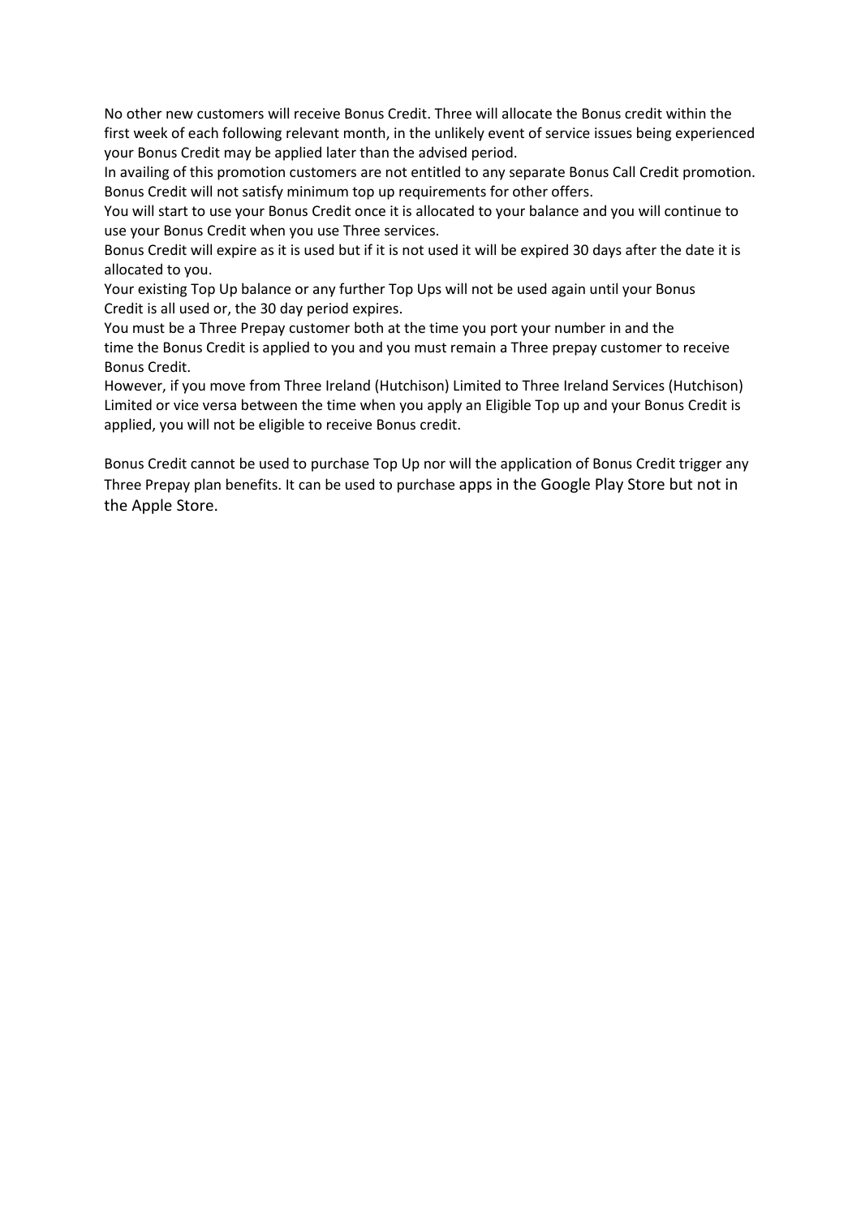No other new customers will receive Bonus Credit. Three will allocate the Bonus credit within the first week of each following relevant month, in the unlikely event of service issues being experienced your Bonus Credit may be applied later than the advised period.

In availing of this promotion customers are not entitled to any separate Bonus Call Credit promotion.

Bonus Credit will not satisfy minimum top up requirements for other offers.

You will start to use your Bonus Credit once it is allocated to your balance and you will continue to use your Bonus Credit when you use Three services.

Bonus Credit will expire as it is used but if it is not used it will be expired 30 days after the date it is allocated to you.

Your existing Top Up balance or any further Top Ups will not be used again until your Bonus Credit is all used or, the 30 day period expires.

You must be a Three Prepay customer both at the time you port your number in and the time the Bonus Credit is applied to you and you must remain a Three prepay customer to receive Bonus Credit.

However, if you move from Three Ireland (Hutchison) Limited to Three Ireland Services (Hutchison) Limited or vice versa between the time when you apply an Eligible Top up and your Bonus Credit is applied, you will not be eligible to receive Bonus credit.

Bonus Credit cannot be used to purchase Top Up nor will the application of Bonus Credit trigger any Three Prepay plan benefits. It can be used to purchase apps in the Google Play Store but not in the Apple Store.